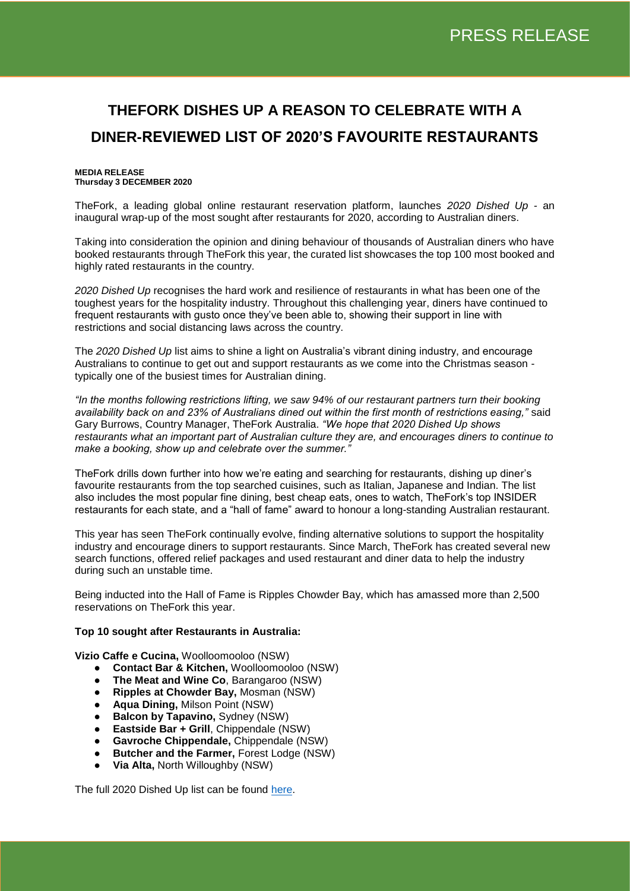PRESS RELEASE

# THEFORK DISHES UP A REASON TO CELEBRATE WITH A DINER-REVIEWED LIST OF 2020'S FAVOURITE RESTAURANTS

**MEDIA RELEASE**
**Thursday 3 DECEMBER 2020**

TheFork, a leading global online restaurant reservation platform, launches *2020 Dished Up* - an inaugural wrap-up of the most sought after restaurants for 2020, according to Australian diners.

Taking into consideration the opinion and dining behaviour of thousands of Australian diners who have booked restaurants through TheFork this year, the curated list showcases the top 100 most booked and highly rated restaurants in the country.

*2020 Dished Up* recognises the hard work and resilience of restaurants in what has been one of the toughest years for the hospitality industry. Throughout this challenging year, diners have continued to frequent restaurants with gusto once they've been able to, showing their support in line with restrictions and social distancing laws across the country.

The *2020 Dished Up* list aims to shine a light on Australia's vibrant dining industry, and encourage Australians to continue to get out and support restaurants as we come into the Christmas season - typically one of the busiest times for Australian dining.

*"In the months following restrictions lifting, we saw 94% of our restaurant partners turn their booking availability back on and 23% of Australians dined out within the first month of restrictions easing,"* said Gary Burrows, Country Manager, TheFork Australia. *"We hope that 2020 Dished Up shows restaurants what an important part of Australian culture they are, and encourages diners to continue to make a booking, show up and celebrate over the summer."*

TheFork drills down further into how we're eating and searching for restaurants, dishing up diner's favourite restaurants from the top searched cuisines, such as Italian, Japanese and Indian. The list also includes the most popular fine dining, best cheap eats, ones to watch, TheFork's top INSIDER restaurants for each state, and a "hall of fame" award to honour a long-standing Australian restaurant.

This year has seen TheFork continually evolve, finding alternative solutions to support the hospitality industry and encourage diners to support restaurants. Since March, TheFork has created several new search functions, offered relief packages and used restaurant and diner data to help the industry during such an unstable time.

Being inducted into the Hall of Fame is Ripples Chowder Bay, which has amassed more than 2,500 reservations on TheFork this year.

**Top 10 sought after Restaurants in Australia:**

**Vizio Caffe e Cucina,** Woolloomooloo (NSW)

- **Contact Bar & Kitchen,** Woolloomooloo (NSW)
- **The Meat and Wine Co**, Barangaroo (NSW)
- **Ripples at Chowder Bay,** Mosman (NSW)
- **Aqua Dining,** Milson Point (NSW)
- **Balcon by Tapavino,** Sydney (NSW)
- **Eastside Bar + Grill**, Chippendale (NSW)
- **Gavroche Chippendale,** Chippendale (NSW)
- **Butcher and the Farmer,** Forest Lodge (NSW)
- **Via Alta,** North Willoughby (NSW)

The full 2020 Dished Up list can be found here.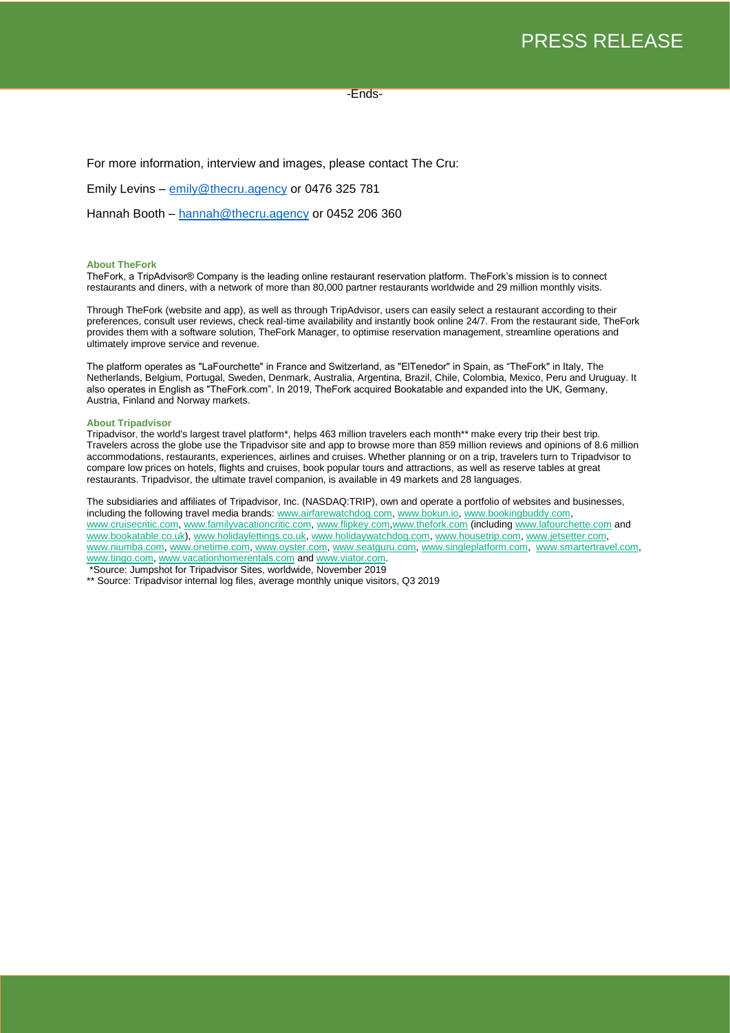-Ends-

For more information, interview and images, please contact The Cru:

Emily Levins – emily@thecru.agency or 0476 325 781

Hannah Booth – hannah@thecru.agency or 0452 206 360

### About TheFork

TheFork, a TripAdvisor® Company is the leading online restaurant reservation platform. TheFork's mission is to connect restaurants and diners, with a network of more than 80,000 partner restaurants worldwide and 29 million monthly visits.

Through TheFork (website and app), as well as through TripAdvisor, users can easily select a restaurant according to their preferences, consult user reviews, check real-time availability and instantly book online 24/7. From the restaurant side, TheFork provides them with a software solution, TheFork Manager, to optimise reservation management, streamline operations and ultimately improve service and revenue.

The platform operates as "LaFourchette" in France and Switzerland, as "ElTenedor" in Spain, as "TheFork" in Italy, The Netherlands, Belgium, Portugal, Sweden, Denmark, Australia, Argentina, Brazil, Chile, Colombia, Mexico, Peru and Uruguay. It also operates in English as "TheFork.com". In 2019, TheFork acquired Bookatable and expanded into the UK, Germany, Austria, Finland and Norway markets.

### About Tripadvisor

Tripadvisor, the world's largest travel platform*, helps 463 million travelers each month** make every trip their best trip. Travelers across the globe use the Tripadvisor site and app to browse more than 859 million reviews and opinions of 8.6 million accommodations, restaurants, experiences, airlines and cruises. Whether planning or on a trip, travelers turn to Tripadvisor to compare low prices on hotels, flights and cruises, book popular tours and attractions, as well as reserve tables at great restaurants. Tripadvisor, the ultimate travel companion, is available in 49 markets and 28 languages.

The subsidiaries and affiliates of Tripadvisor, Inc. (NASDAQ:TRIP), own and operate a portfolio of websites and businesses, including the following travel media brands: www.airfarewatchdog.com, www.bokun.io, www.bookingbuddy.com, www.cruisecritic.com, www.familyvacationcritic.com, www.flipkey.com,www.thefork.com (including www.lafourchette.com and www.bookatable.co.uk), www.holidaylettings.co.uk, www.holidaywatchdog.com, www.housetrip.com, www.jetsetter.com, www.niumba.com, www.onetime.com, www.oyster.com, www.seatguru.com, www.singleplatform.com, www.smartertravel.com, www.tingo.com, www.vacationhomerentals.com and www.viator.com.

*Source: Jumpshot for Tripadvisor Sites, worldwide, November 2019

** Source: Tripadvisor internal log files, average monthly unique visitors, Q3 2019